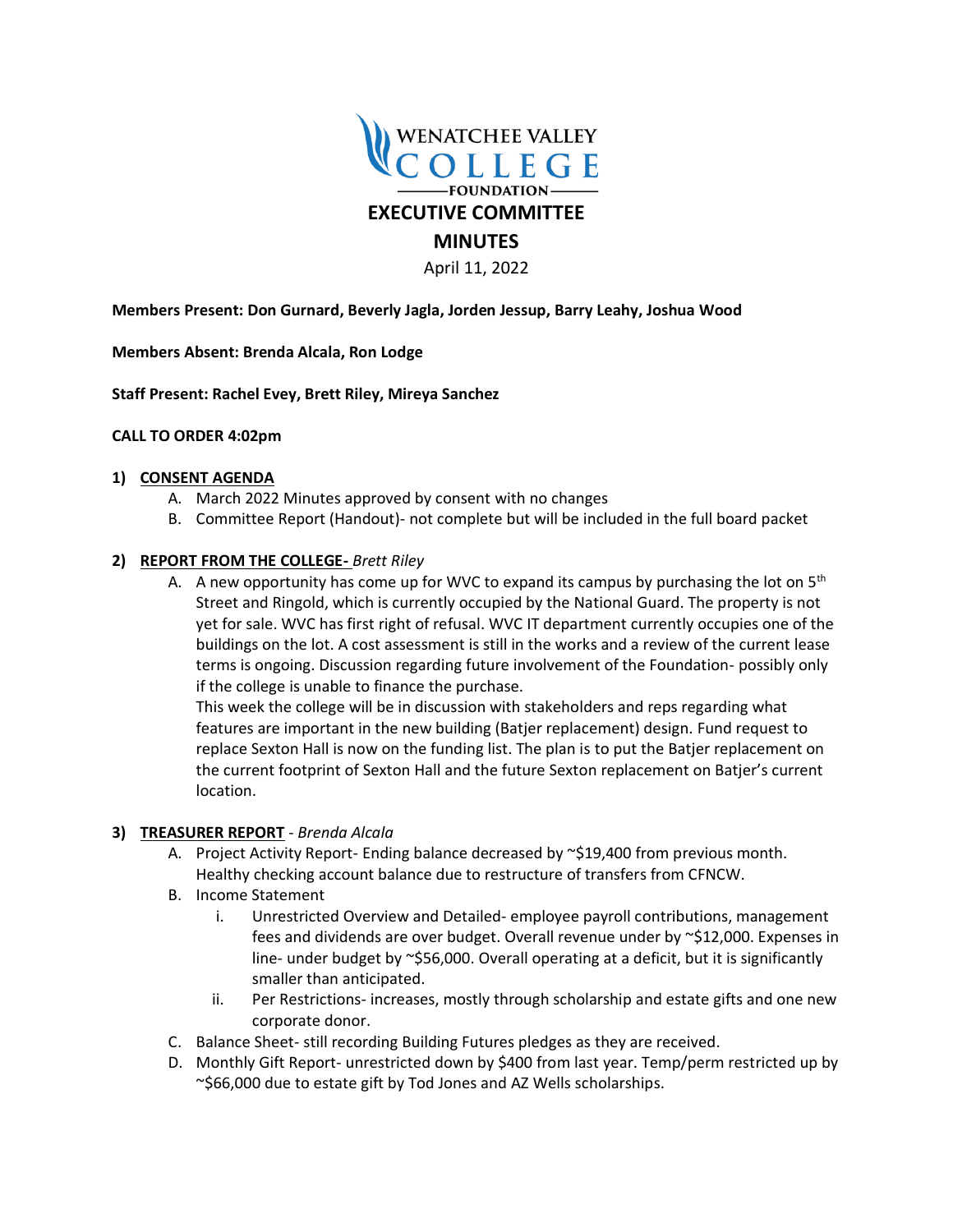WENATCHEE VALLEY COLLEGE FOUNDATION

# EXECUTIVE COMMITTEE

# MINUTES

April 11, 2022

**Members Present: Don Gurnard, Beverly Jagla, Jorden Jessup, Barry Leahy, Joshua Wood**

**Members Absent: Brenda Alcala, Ron Lodge**

**Staff Present: Rachel Evey, Brett Riley, Mireya Sanchez**

**CALL TO ORDER 4:02pm**

1) **CONSENT AGENDA**
   - A. March 2022 Minutes approved by consent with no changes
   - B. Committee Report (Handout)- not complete but will be included in the full board packet

2) **REPORT FROM THE COLLEGE-** *Brett Riley*
   - A. A new opportunity has come up for WVC to expand its campus by purchasing the lot on 5th Street and Ringold, which is currently occupied by the National Guard. The property is not yet for sale. WVC has first right of refusal. WVC IT department currently occupies one of the buildings on the lot. A cost assessment is still in the works and a review of the current lease terms is ongoing. Discussion regarding future involvement of the Foundation- possibly only if the college is unable to finance the purchase.

     This week the college will be in discussion with stakeholders and reps regarding what features are important in the new building (Batjer replacement) design. Fund request to replace Sexton Hall is now on the funding list. The plan is to put the Batjer replacement on the current footprint of Sexton Hall and the future Sexton replacement on Batjer's current location.

3) **TREASURER REPORT** - *Brenda Alcala*
   - A. Project Activity Report- Ending balance decreased by ~$19,400 from previous month. Healthy checking account balance due to restructure of transfers from CFNCW.
   - B. Income Statement
     - i. Unrestricted Overview and Detailed- employee payroll contributions, management fees and dividends are over budget. Overall revenue under by ~$12,000. Expenses in line- under budget by ~$56,000. Overall operating at a deficit, but it is significantly smaller than anticipated.
     - ii. Per Restrictions- increases, mostly through scholarship and estate gifts and one new corporate donor.
   - C. Balance Sheet- still recording Building Futures pledges as they are received.
   - D. Monthly Gift Report- unrestricted down by $400 from last year. Temp/perm restricted up by ~$66,000 due to estate gift by Tod Jones and AZ Wells scholarships.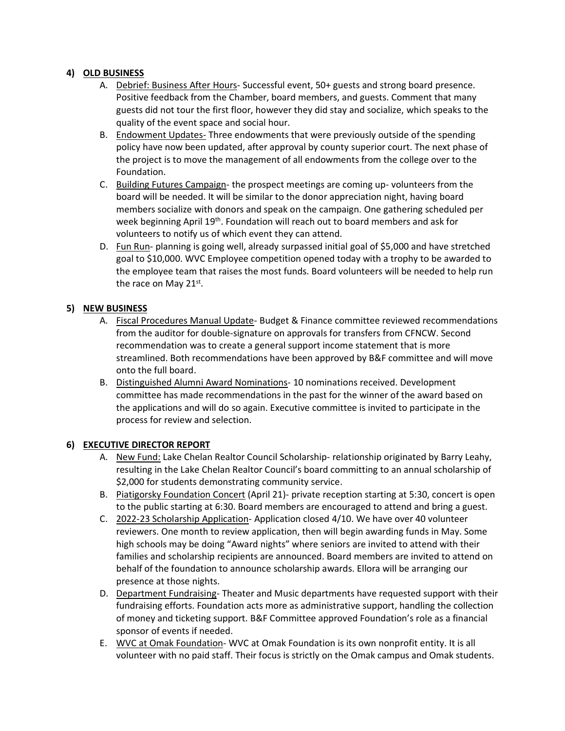## 4) OLD BUSINESS

A. Debrief: Business After Hours- Successful event, 50+ guests and strong board presence. Positive feedback from the Chamber, board members, and guests. Comment that many guests did not tour the first floor, however they did stay and socialize, which speaks to the quality of the event space and social hour.

B. Endowment Updates- Three endowments that were previously outside of the spending policy have now been updated, after approval by county superior court. The next phase of the project is to move the management of all endowments from the college over to the Foundation.

C. Building Futures Campaign- the prospect meetings are coming up- volunteers from the board will be needed. It will be similar to the donor appreciation night, having board members socialize with donors and speak on the campaign. One gathering scheduled per week beginning April 19th. Foundation will reach out to board members and ask for volunteers to notify us of which event they can attend.

D. Fun Run- planning is going well, already surpassed initial goal of $5,000 and have stretched goal to $10,000. WVC Employee competition opened today with a trophy to be awarded to the employee team that raises the most funds. Board volunteers will be needed to help run the race on May 21st.

## 5) NEW BUSINESS

A. Fiscal Procedures Manual Update- Budget & Finance committee reviewed recommendations from the auditor for double-signature on approvals for transfers from CFNCW. Second recommendation was to create a general support income statement that is more streamlined. Both recommendations have been approved by B&F committee and will move onto the full board.

B. Distinguished Alumni Award Nominations- 10 nominations received. Development committee has made recommendations in the past for the winner of the award based on the applications and will do so again. Executive committee is invited to participate in the process for review and selection.

## 6) EXECUTIVE DIRECTOR REPORT

A. New Fund: Lake Chelan Realtor Council Scholarship- relationship originated by Barry Leahy, resulting in the Lake Chelan Realtor Council's board committing to an annual scholarship of $2,000 for students demonstrating community service.

B. Piatigorsky Foundation Concert (April 21)- private reception starting at 5:30, concert is open to the public starting at 6:30. Board members are encouraged to attend and bring a guest.

C. 2022-23 Scholarship Application- Application closed 4/10. We have over 40 volunteer reviewers. One month to review application, then will begin awarding funds in May. Some high schools may be doing "Award nights" where seniors are invited to attend with their families and scholarship recipients are announced. Board members are invited to attend on behalf of the foundation to announce scholarship awards. Ellora will be arranging our presence at those nights.

D. Department Fundraising- Theater and Music departments have requested support with their fundraising efforts. Foundation acts more as administrative support, handling the collection of money and ticketing support. B&F Committee approved Foundation's role as a financial sponsor of events if needed.

E. WVC at Omak Foundation- WVC at Omak Foundation is its own nonprofit entity. It is all volunteer with no paid staff. Their focus is strictly on the Omak campus and Omak students.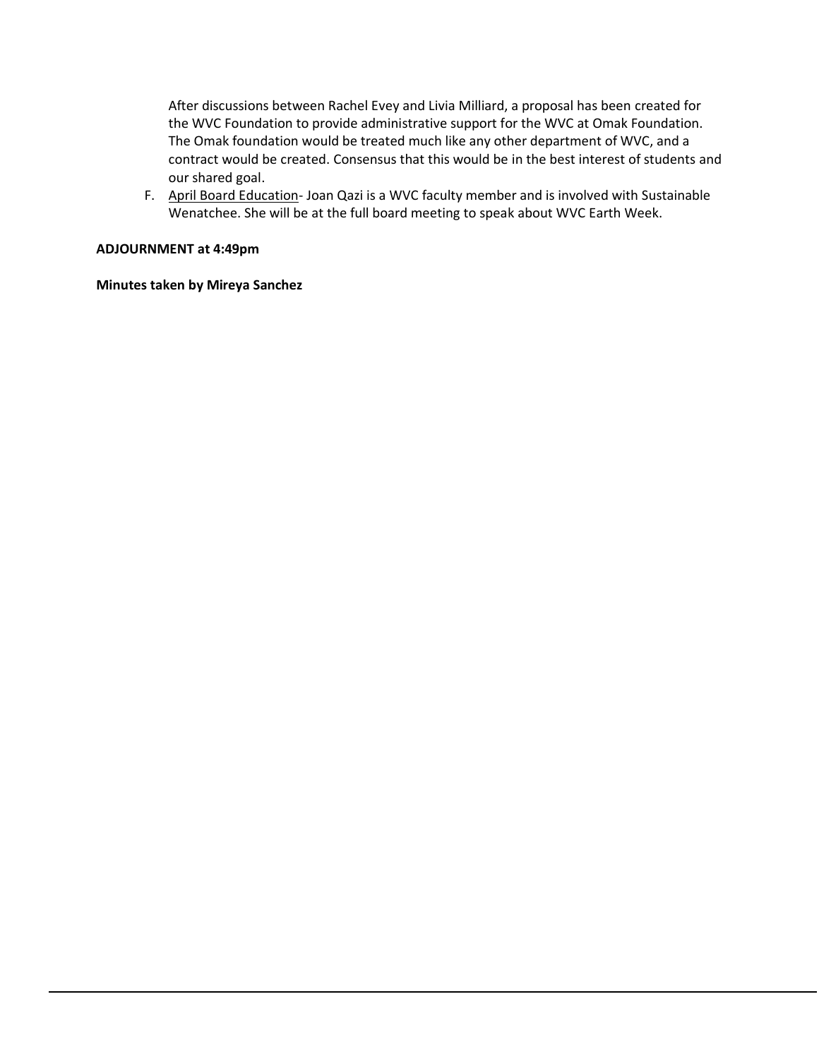After discussions between Rachel Evey and Livia Milliard, a proposal has been created for the WVC Foundation to provide administrative support for the WVC at Omak Foundation. The Omak foundation would be treated much like any other department of WVC, and a contract would be created. Consensus that this would be in the best interest of students and our shared goal.

F. <u>April Board Education</u>- Joan Qazi is a WVC faculty member and is involved with Sustainable Wenatchee. She will be at the full board meeting to speak about WVC Earth Week.

**ADJOURNMENT at 4:49pm**

**Minutes taken by Mireya Sanchez**